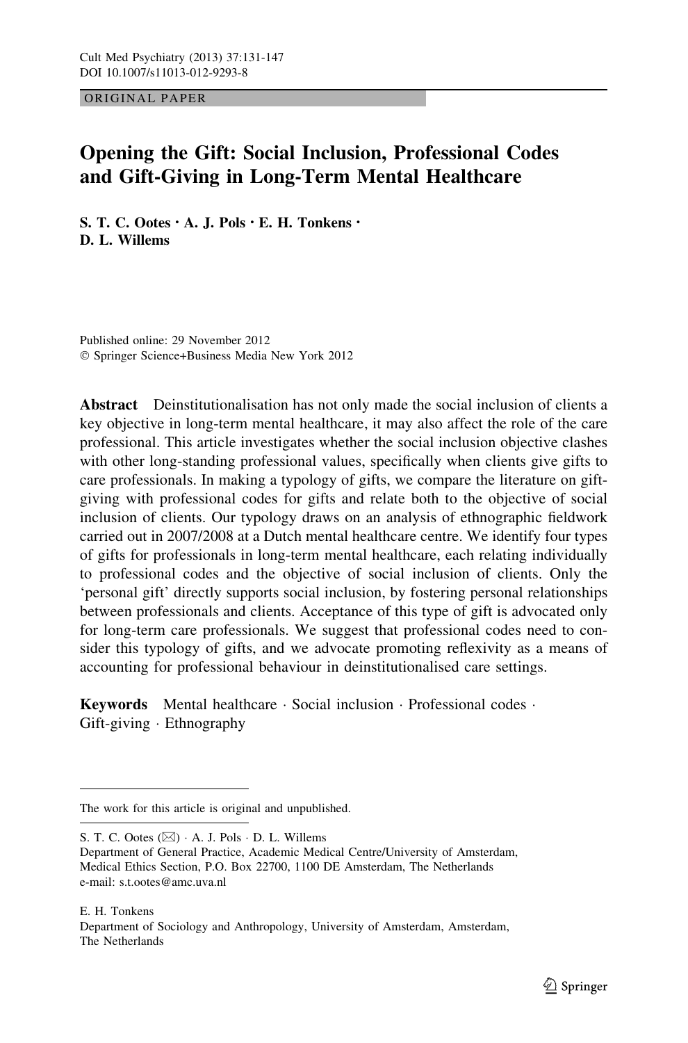ORIGINAL PAPER

# Opening the Gift: Social Inclusion, Professional Codes and Gift-Giving in Long-Term Mental Healthcare

**S. T. C. Ootes · A. J. Pols · E. H. Tonkens · D. L. Willems**

Published online: 29 November 2012
© Springer Science+Business Media New York 2012

**Abstract** Deinstitutionalisation has not only made the social inclusion of clients a key objective in long-term mental healthcare, it may also affect the role of the care professional. This article investigates whether the social inclusion objective clashes with other long-standing professional values, specifically when clients give gifts to care professionals. In making a typology of gifts, we compare the literature on gift-giving with professional codes for gifts and relate both to the objective of social inclusion of clients. Our typology draws on an analysis of ethnographic fieldwork carried out in 2007/2008 at a Dutch mental healthcare centre. We identify four types of gifts for professionals in long-term mental healthcare, each relating individually to professional codes and the objective of social inclusion of clients. Only the 'personal gift' directly supports social inclusion, by fostering personal relationships between professionals and clients. Acceptance of this type of gift is advocated only for long-term care professionals. We suggest that professional codes need to consider this typology of gifts, and we advocate promoting reflexivity as a means of accounting for professional behaviour in deinstitutionalised care settings.

**Keywords** Mental healthcare · Social inclusion · Professional codes · Gift-giving · Ethnography

---

The work for this article is original and unpublished.

---

S. T. C. Ootes (✉) · A. J. Pols · D. L. Willems
Department of General Practice, Academic Medical Centre/University of Amsterdam, Medical Ethics Section, P.O. Box 22700, 1100 DE Amsterdam, The Netherlands
e-mail: s.t.ootes@amc.uva.nl

E. H. Tonkens
Department of Sociology and Anthropology, University of Amsterdam, Amsterdam, The Netherlands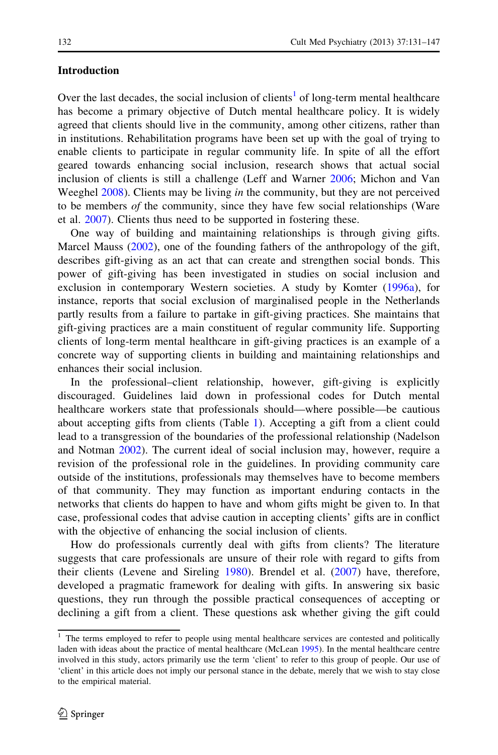## Introduction

Over the last decades, the social inclusion of clients[1] of long-term mental healthcare has become a primary objective of Dutch mental healthcare policy. It is widely agreed that clients should live in the community, among other citizens, rather than in institutions. Rehabilitation programs have been set up with the goal of trying to enable clients to participate in regular community life. In spite of all the effort geared towards enhancing social inclusion, research shows that actual social inclusion of clients is still a challenge (Leff and Warner 2006; Michon and Van Weeghel 2008). Clients may be living *in* the community, but they are not perceived to be members *of* the community, since they have few social relationships (Ware et al. 2007). Clients thus need to be supported in fostering these.

One way of building and maintaining relationships is through giving gifts. Marcel Mauss (2002), one of the founding fathers of the anthropology of the gift, describes gift-giving as an act that can create and strengthen social bonds. This power of gift-giving has been investigated in studies on social inclusion and exclusion in contemporary Western societies. A study by Komter (1996a), for instance, reports that social exclusion of marginalised people in the Netherlands partly results from a failure to partake in gift-giving practices. She maintains that gift-giving practices are a main constituent of regular community life. Supporting clients of long-term mental healthcare in gift-giving practices is an example of a concrete way of supporting clients in building and maintaining relationships and enhances their social inclusion.

In the professional–client relationship, however, gift-giving is explicitly discouraged. Guidelines laid down in professional codes for Dutch mental healthcare workers state that professionals should—where possible—be cautious about accepting gifts from clients (Table 1). Accepting a gift from a client could lead to a transgression of the boundaries of the professional relationship (Nadelson and Notman 2002). The current ideal of social inclusion may, however, require a revision of the professional role in the guidelines. In providing community care outside of the institutions, professionals may themselves have to become members of that community. They may function as important enduring contacts in the networks that clients do happen to have and whom gifts might be given to. In that case, professional codes that advise caution in accepting clients' gifts are in conflict with the objective of enhancing the social inclusion of clients.

How do professionals currently deal with gifts from clients? The literature suggests that care professionals are unsure of their role with regard to gifts from their clients (Levene and Sireling 1980). Brendel et al. (2007) have, therefore, developed a pragmatic framework for dealing with gifts. In answering six basic questions, they run through the possible practical consequences of accepting or declining a gift from a client. These questions ask whether giving the gift could

[1] The terms employed to refer to people using mental healthcare services are contested and politically laden with ideas about the practice of mental healthcare (McLean 1995). In the mental healthcare centre involved in this study, actors primarily use the term 'client' to refer to this group of people. Our use of 'client' in this article does not imply our personal stance in the debate, merely that we wish to stay close to the empirical material.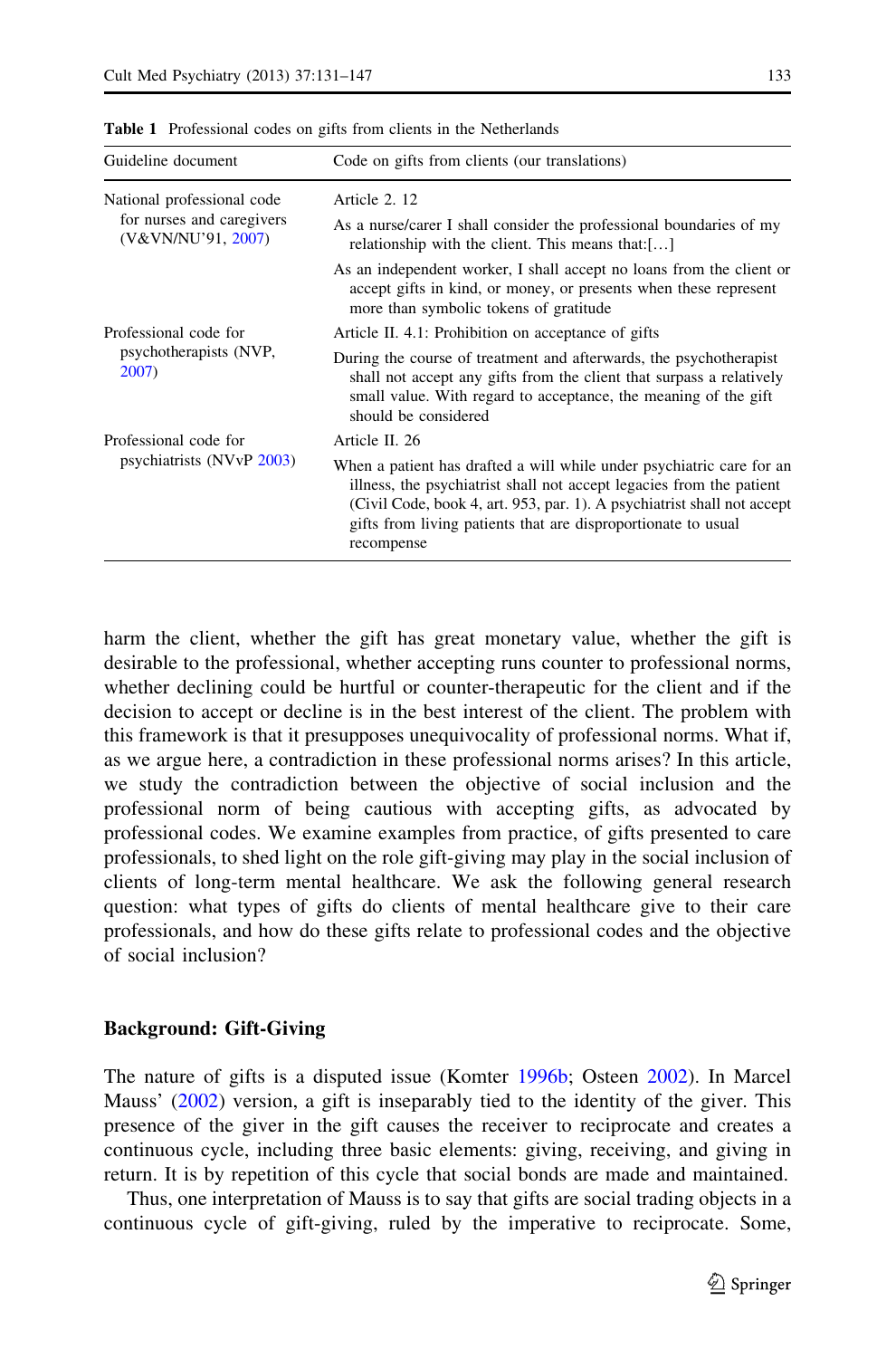Table 1 Professional codes on gifts from clients in the Netherlands

| Guideline document | Code on gifts from clients (our translations) |
|---|---|
| National professional code for nurses and caregivers (V&VN/NU'91, 2007) | Article 2. 12<br>As a nurse/carer I shall consider the professional boundaries of my relationship with the client. This means that:[…]<br>As an independent worker, I shall accept no loans from the client or accept gifts in kind, or money, or presents when these represent more than symbolic tokens of gratitude |
| Professional code for psychotherapists (NVP, 2007) | Article II. 4.1: Prohibition on acceptance of gifts<br>During the course of treatment and afterwards, the psychotherapist shall not accept any gifts from the client that surpass a relatively small value. With regard to acceptance, the meaning of the gift should be considered |
| Professional code for psychiatrists (NVvP 2003) | Article II. 26<br>When a patient has drafted a will while under psychiatric care for an illness, the psychiatrist shall not accept legacies from the patient (Civil Code, book 4, art. 953, par. 1). A psychiatrist shall not accept gifts from living patients that are disproportionate to usual recompense |

harm the client, whether the gift has great monetary value, whether the gift is desirable to the professional, whether accepting runs counter to professional norms, whether declining could be hurtful or counter-therapeutic for the client and if the decision to accept or decline is in the best interest of the client. The problem with this framework is that it presupposes unequivocality of professional norms. What if, as we argue here, a contradiction in these professional norms arises? In this article, we study the contradiction between the objective of social inclusion and the professional norm of being cautious with accepting gifts, as advocated by professional codes. We examine examples from practice, of gifts presented to care professionals, to shed light on the role gift-giving may play in the social inclusion of clients of long-term mental healthcare. We ask the following general research question: what types of gifts do clients of mental healthcare give to their care professionals, and how do these gifts relate to professional codes and the objective of social inclusion?

## Background: Gift-Giving

The nature of gifts is a disputed issue (Komter 1996b; Osteen 2002). In Marcel Mauss' (2002) version, a gift is inseparably tied to the identity of the giver. This presence of the giver in the gift causes the receiver to reciprocate and creates a continuous cycle, including three basic elements: giving, receiving, and giving in return. It is by repetition of this cycle that social bonds are made and maintained.

Thus, one interpretation of Mauss is to say that gifts are social trading objects in a continuous cycle of gift-giving, ruled by the imperative to reciprocate. Some,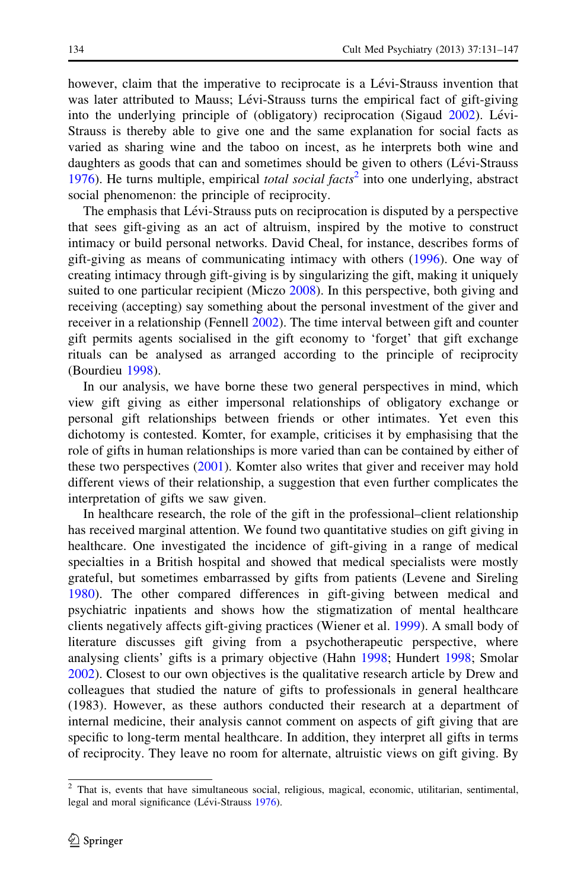however, claim that the imperative to reciprocate is a Lévi-Strauss invention that was later attributed to Mauss; Lévi-Strauss turns the empirical fact of gift-giving into the underlying principle of (obligatory) reciprocation (Sigaud 2002). Lévi-Strauss is thereby able to give one and the same explanation for social facts as varied as sharing wine and the taboo on incest, as he interprets both wine and daughters as goods that can and sometimes should be given to others (Lévi-Strauss 1976). He turns multiple, empirical *total social facts*[2] into one underlying, abstract social phenomenon: the principle of reciprocity.

The emphasis that Lévi-Strauss puts on reciprocation is disputed by a perspective that sees gift-giving as an act of altruism, inspired by the motive to construct intimacy or build personal networks. David Cheal, for instance, describes forms of gift-giving as means of communicating intimacy with others (1996). One way of creating intimacy through gift-giving is by singularizing the gift, making it uniquely suited to one particular recipient (Miczo 2008). In this perspective, both giving and receiving (accepting) say something about the personal investment of the giver and receiver in a relationship (Fennell 2002). The time interval between gift and counter gift permits agents socialised in the gift economy to 'forget' that gift exchange rituals can be analysed as arranged according to the principle of reciprocity (Bourdieu 1998).

In our analysis, we have borne these two general perspectives in mind, which view gift giving as either impersonal relationships of obligatory exchange or personal gift relationships between friends or other intimates. Yet even this dichotomy is contested. Komter, for example, criticises it by emphasising that the role of gifts in human relationships is more varied than can be contained by either of these two perspectives (2001). Komter also writes that giver and receiver may hold different views of their relationship, a suggestion that even further complicates the interpretation of gifts we saw given.

In healthcare research, the role of the gift in the professional–client relationship has received marginal attention. We found two quantitative studies on gift giving in healthcare. One investigated the incidence of gift-giving in a range of medical specialties in a British hospital and showed that medical specialists were mostly grateful, but sometimes embarrassed by gifts from patients (Levene and Sireling 1980). The other compared differences in gift-giving between medical and psychiatric inpatients and shows how the stigmatization of mental healthcare clients negatively affects gift-giving practices (Wiener et al. 1999). A small body of literature discusses gift giving from a psychotherapeutic perspective, where analysing clients' gifts is a primary objective (Hahn 1998; Hundert 1998; Smolar 2002). Closest to our own objectives is the qualitative research article by Drew and colleagues that studied the nature of gifts to professionals in general healthcare (1983). However, as these authors conducted their research at a department of internal medicine, their analysis cannot comment on aspects of gift giving that are specific to long-term mental healthcare. In addition, they interpret all gifts in terms of reciprocity. They leave no room for alternate, altruistic views on gift giving. By

[2] That is, events that have simultaneous social, religious, magical, economic, utilitarian, sentimental, legal and moral significance (Lévi-Strauss 1976).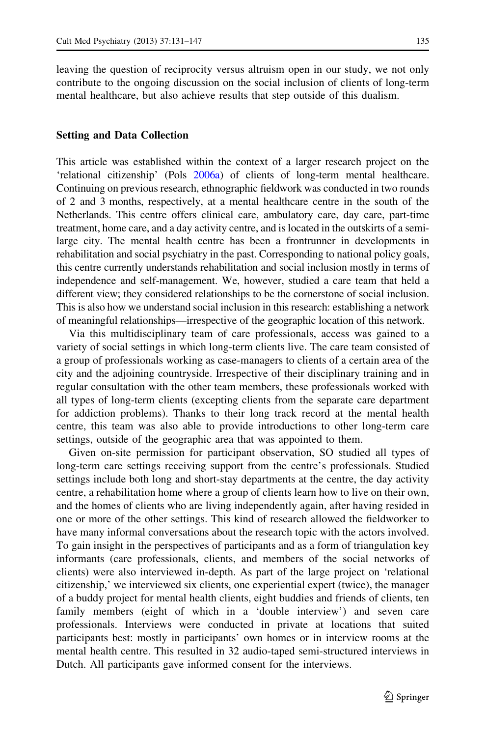leaving the question of reciprocity versus altruism open in our study, we not only contribute to the ongoing discussion on the social inclusion of clients of long-term mental healthcare, but also achieve results that step outside of this dualism.

## Setting and Data Collection

This article was established within the context of a larger research project on the 'relational citizenship' (Pols 2006a) of clients of long-term mental healthcare. Continuing on previous research, ethnographic fieldwork was conducted in two rounds of 2 and 3 months, respectively, at a mental healthcare centre in the south of the Netherlands. This centre offers clinical care, ambulatory care, day care, part-time treatment, home care, and a day activity centre, and is located in the outskirts of a semi-large city. The mental health centre has been a frontrunner in developments in rehabilitation and social psychiatry in the past. Corresponding to national policy goals, this centre currently understands rehabilitation and social inclusion mostly in terms of independence and self-management. We, however, studied a care team that held a different view; they considered relationships to be the cornerstone of social inclusion. This is also how we understand social inclusion in this research: establishing a network of meaningful relationships—irrespective of the geographic location of this network.

Via this multidisciplinary team of care professionals, access was gained to a variety of social settings in which long-term clients live. The care team consisted of a group of professionals working as case-managers to clients of a certain area of the city and the adjoining countryside. Irrespective of their disciplinary training and in regular consultation with the other team members, these professionals worked with all types of long-term clients (excepting clients from the separate care department for addiction problems). Thanks to their long track record at the mental health centre, this team was also able to provide introductions to other long-term care settings, outside of the geographic area that was appointed to them.

Given on-site permission for participant observation, SO studied all types of long-term care settings receiving support from the centre's professionals. Studied settings include both long and short-stay departments at the centre, the day activity centre, a rehabilitation home where a group of clients learn how to live on their own, and the homes of clients who are living independently again, after having resided in one or more of the other settings. This kind of research allowed the fieldworker to have many informal conversations about the research topic with the actors involved. To gain insight in the perspectives of participants and as a form of triangulation key informants (care professionals, clients, and members of the social networks of clients) were also interviewed in-depth. As part of the large project on 'relational citizenship,' we interviewed six clients, one experiential expert (twice), the manager of a buddy project for mental health clients, eight buddies and friends of clients, ten family members (eight of which in a 'double interview') and seven care professionals. Interviews were conducted in private at locations that suited participants best: mostly in participants' own homes or in interview rooms at the mental health centre. This resulted in 32 audio-taped semi-structured interviews in Dutch. All participants gave informed consent for the interviews.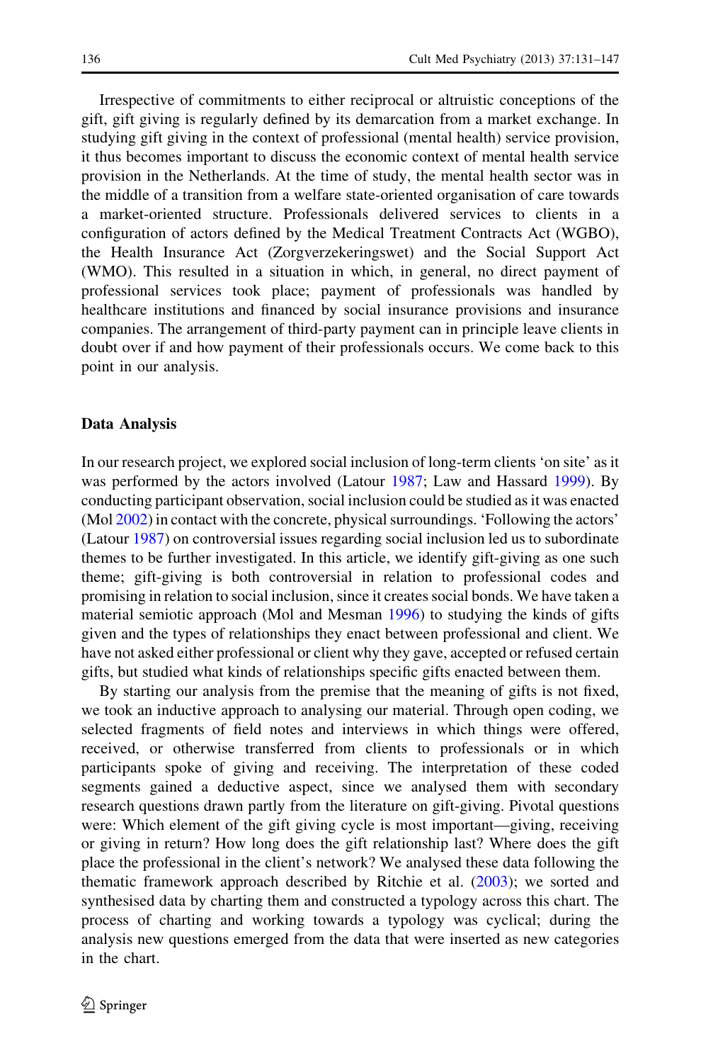Irrespective of commitments to either reciprocal or altruistic conceptions of the gift, gift giving is regularly defined by its demarcation from a market exchange. In studying gift giving in the context of professional (mental health) service provision, it thus becomes important to discuss the economic context of mental health service provision in the Netherlands. At the time of study, the mental health sector was in the middle of a transition from a welfare state-oriented organisation of care towards a market-oriented structure. Professionals delivered services to clients in a configuration of actors defined by the Medical Treatment Contracts Act (WGBO), the Health Insurance Act (Zorgverzekeringswet) and the Social Support Act (WMO). This resulted in a situation in which, in general, no direct payment of professional services took place; payment of professionals was handled by healthcare institutions and financed by social insurance provisions and insurance companies. The arrangement of third-party payment can in principle leave clients in doubt over if and how payment of their professionals occurs. We come back to this point in our analysis.

### Data Analysis

In our research project, we explored social inclusion of long-term clients 'on site' as it was performed by the actors involved (Latour 1987; Law and Hassard 1999). By conducting participant observation, social inclusion could be studied as it was enacted (Mol 2002) in contact with the concrete, physical surroundings. 'Following the actors' (Latour 1987) on controversial issues regarding social inclusion led us to subordinate themes to be further investigated. In this article, we identify gift-giving as one such theme; gift-giving is both controversial in relation to professional codes and promising in relation to social inclusion, since it creates social bonds. We have taken a material semiotic approach (Mol and Mesman 1996) to studying the kinds of gifts given and the types of relationships they enact between professional and client. We have not asked either professional or client why they gave, accepted or refused certain gifts, but studied what kinds of relationships specific gifts enacted between them.

By starting our analysis from the premise that the meaning of gifts is not fixed, we took an inductive approach to analysing our material. Through open coding, we selected fragments of field notes and interviews in which things were offered, received, or otherwise transferred from clients to professionals or in which participants spoke of giving and receiving. The interpretation of these coded segments gained a deductive aspect, since we analysed them with secondary research questions drawn partly from the literature on gift-giving. Pivotal questions were: Which element of the gift giving cycle is most important—giving, receiving or giving in return? How long does the gift relationship last? Where does the gift place the professional in the client's network? We analysed these data following the thematic framework approach described by Ritchie et al. (2003); we sorted and synthesised data by charting them and constructed a typology across this chart. The process of charting and working towards a typology was cyclical; during the analysis new questions emerged from the data that were inserted as new categories in the chart.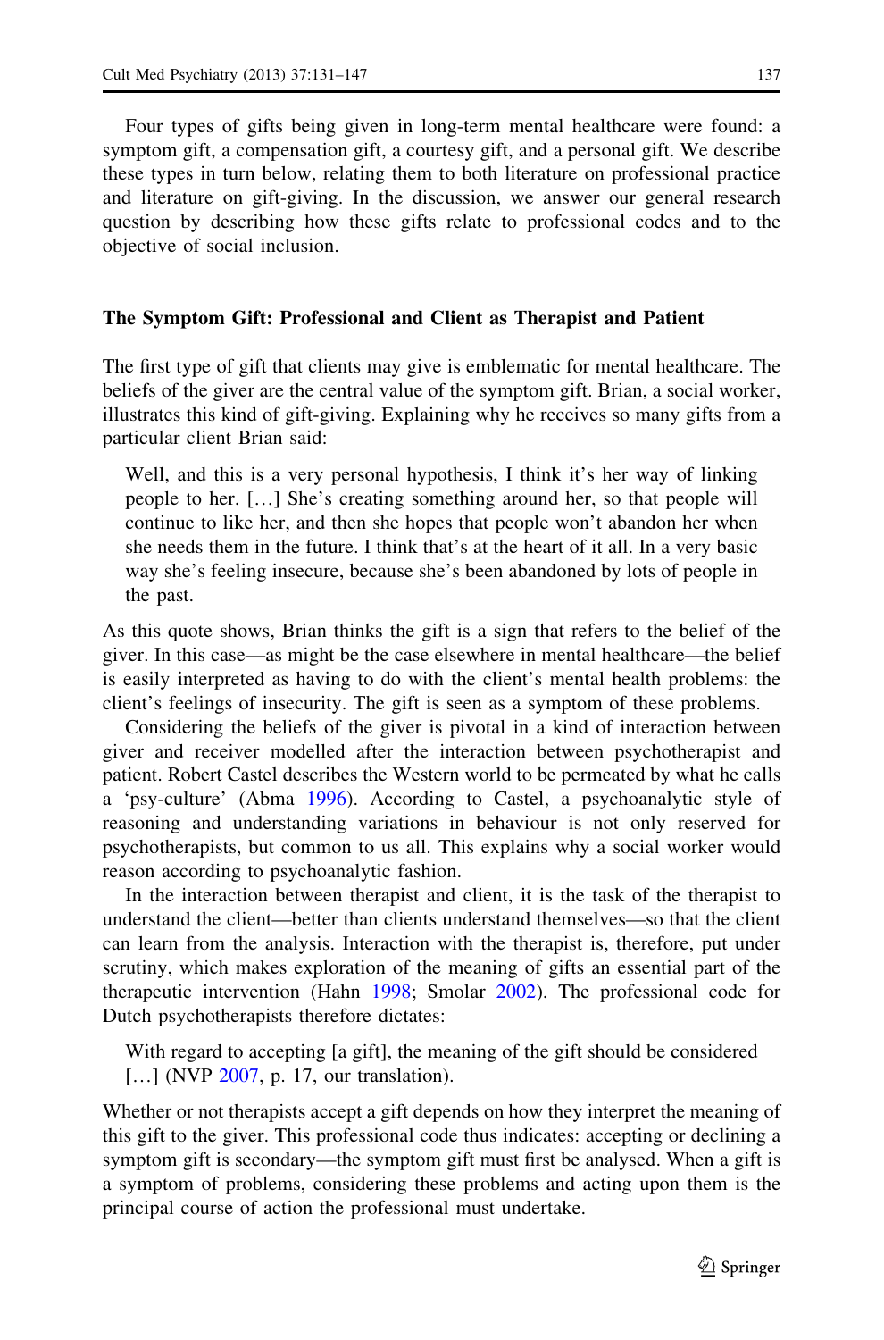Four types of gifts being given in long-term mental healthcare were found: a symptom gift, a compensation gift, a courtesy gift, and a personal gift. We describe these types in turn below, relating them to both literature on professional practice and literature on gift-giving. In the discussion, we answer our general research question by describing how these gifts relate to professional codes and to the objective of social inclusion.

### The Symptom Gift: Professional and Client as Therapist and Patient

The first type of gift that clients may give is emblematic for mental healthcare. The beliefs of the giver are the central value of the symptom gift. Brian, a social worker, illustrates this kind of gift-giving. Explaining why he receives so many gifts from a particular client Brian said:

> Well, and this is a very personal hypothesis, I think it's her way of linking people to her. […] She's creating something around her, so that people will continue to like her, and then she hopes that people won't abandon her when she needs them in the future. I think that's at the heart of it all. In a very basic way she's feeling insecure, because she's been abandoned by lots of people in the past.

As this quote shows, Brian thinks the gift is a sign that refers to the belief of the giver. In this case—as might be the case elsewhere in mental healthcare—the belief is easily interpreted as having to do with the client's mental health problems: the client's feelings of insecurity. The gift is seen as a symptom of these problems.

Considering the beliefs of the giver is pivotal in a kind of interaction between giver and receiver modelled after the interaction between psychotherapist and patient. Robert Castel describes the Western world to be permeated by what he calls a 'psy-culture' (Abma 1996). According to Castel, a psychoanalytic style of reasoning and understanding variations in behaviour is not only reserved for psychotherapists, but common to us all. This explains why a social worker would reason according to psychoanalytic fashion.

In the interaction between therapist and client, it is the task of the therapist to understand the client—better than clients understand themselves—so that the client can learn from the analysis. Interaction with the therapist is, therefore, put under scrutiny, which makes exploration of the meaning of gifts an essential part of the therapeutic intervention (Hahn 1998; Smolar 2002). The professional code for Dutch psychotherapists therefore dictates:

> With regard to accepting [a gift], the meaning of the gift should be considered […] (NVP 2007, p. 17, our translation).

Whether or not therapists accept a gift depends on how they interpret the meaning of this gift to the giver. This professional code thus indicates: accepting or declining a symptom gift is secondary—the symptom gift must first be analysed. When a gift is a symptom of problems, considering these problems and acting upon them is the principal course of action the professional must undertake.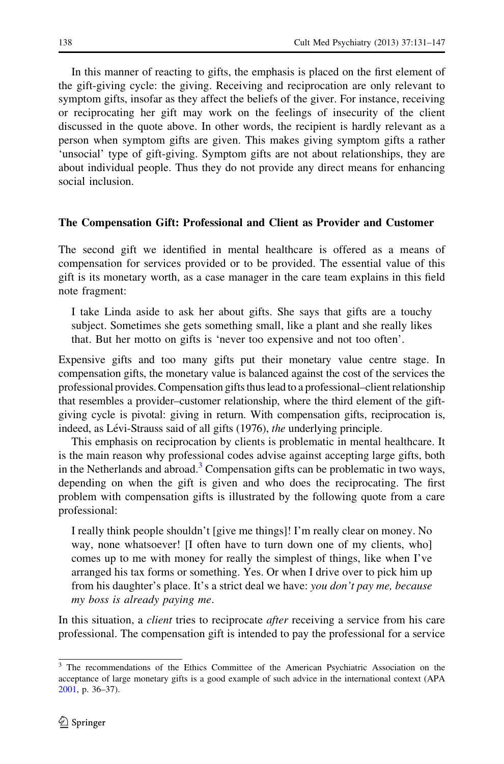In this manner of reacting to gifts, the emphasis is placed on the first element of the gift-giving cycle: the giving. Receiving and reciprocation are only relevant to symptom gifts, insofar as they affect the beliefs of the giver. For instance, receiving or reciprocating her gift may work on the feelings of insecurity of the client discussed in the quote above. In other words, the recipient is hardly relevant as a person when symptom gifts are given. This makes giving symptom gifts a rather 'unsocial' type of gift-giving. Symptom gifts are not about relationships, they are about individual people. Thus they do not provide any direct means for enhancing social inclusion.

### The Compensation Gift: Professional and Client as Provider and Customer

The second gift we identified in mental healthcare is offered as a means of compensation for services provided or to be provided. The essential value of this gift is its monetary worth, as a case manager in the care team explains in this field note fragment:

> I take Linda aside to ask her about gifts. She says that gifts are a touchy subject. Sometimes she gets something small, like a plant and she really likes that. But her motto on gifts is 'never too expensive and not too often'.

Expensive gifts and too many gifts put their monetary value centre stage. In compensation gifts, the monetary value is balanced against the cost of the services the professional provides. Compensation gifts thus lead to a professional–client relationship that resembles a provider–customer relationship, where the third element of the gift-giving cycle is pivotal: giving in return. With compensation gifts, reciprocation is, indeed, as Lévi-Strauss said of all gifts (1976), *the* underlying principle.

This emphasis on reciprocation by clients is problematic in mental healthcare. It is the main reason why professional codes advise against accepting large gifts, both in the Netherlands and abroad.[3] Compensation gifts can be problematic in two ways, depending on when the gift is given and who does the reciprocating. The first problem with compensation gifts is illustrated by the following quote from a care professional:

> I really think people shouldn't [give me things]! I'm really clear on money. No way, none whatsoever! [I often have to turn down one of my clients, who] comes up to me with money for really the simplest of things, like when I've arranged his tax forms or something. Yes. Or when I drive over to pick him up from his daughter's place. It's a strict deal we have: *you don't pay me, because my boss is already paying me*.

In this situation, a *client* tries to reciprocate *after* receiving a service from his care professional. The compensation gift is intended to pay the professional for a service

[3] The recommendations of the Ethics Committee of the American Psychiatric Association on the acceptance of large monetary gifts is a good example of such advice in the international context (APA 2001, p. 36–37).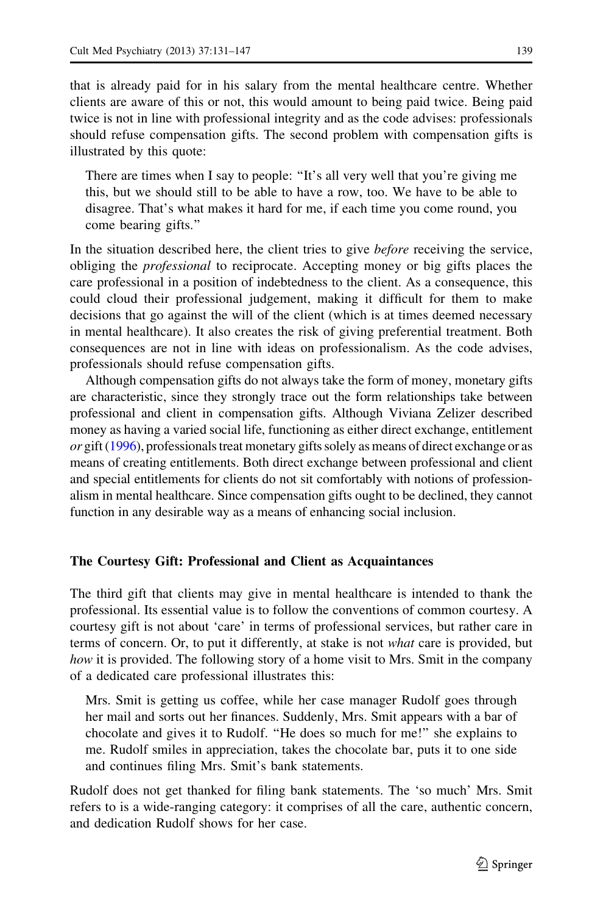that is already paid for in his salary from the mental healthcare centre. Whether clients are aware of this or not, this would amount to being paid twice. Being paid twice is not in line with professional integrity and as the code advises: professionals should refuse compensation gifts. The second problem with compensation gifts is illustrated by this quote:

> There are times when I say to people: "It's all very well that you're giving me this, but we should still to be able to have a row, too. We have to be able to disagree. That's what makes it hard for me, if each time you come round, you come bearing gifts."

In the situation described here, the client tries to give *before* receiving the service, obliging the *professional* to reciprocate. Accepting money or big gifts places the care professional in a position of indebtedness to the client. As a consequence, this could cloud their professional judgement, making it difficult for them to make decisions that go against the will of the client (which is at times deemed necessary in mental healthcare). It also creates the risk of giving preferential treatment. Both consequences are not in line with ideas on professionalism. As the code advises, professionals should refuse compensation gifts.

Although compensation gifts do not always take the form of money, monetary gifts are characteristic, since they strongly trace out the form relationships take between professional and client in compensation gifts. Although Viviana Zelizer described money as having a varied social life, functioning as either direct exchange, entitlement *or* gift (1996), professionals treat monetary gifts solely as means of direct exchange or as means of creating entitlements. Both direct exchange between professional and client and special entitlements for clients do not sit comfortably with notions of professionalism in mental healthcare. Since compensation gifts ought to be declined, they cannot function in any desirable way as a means of enhancing social inclusion.

### The Courtesy Gift: Professional and Client as Acquaintances

The third gift that clients may give in mental healthcare is intended to thank the professional. Its essential value is to follow the conventions of common courtesy. A courtesy gift is not about 'care' in terms of professional services, but rather care in terms of concern. Or, to put it differently, at stake is not *what* care is provided, but *how* it is provided. The following story of a home visit to Mrs. Smit in the company of a dedicated care professional illustrates this:

> Mrs. Smit is getting us coffee, while her case manager Rudolf goes through her mail and sorts out her finances. Suddenly, Mrs. Smit appears with a bar of chocolate and gives it to Rudolf. "He does so much for me!" she explains to me. Rudolf smiles in appreciation, takes the chocolate bar, puts it to one side and continues filing Mrs. Smit's bank statements.

Rudolf does not get thanked for filing bank statements. The 'so much' Mrs. Smit refers to is a wide-ranging category: it comprises of all the care, authentic concern, and dedication Rudolf shows for her case.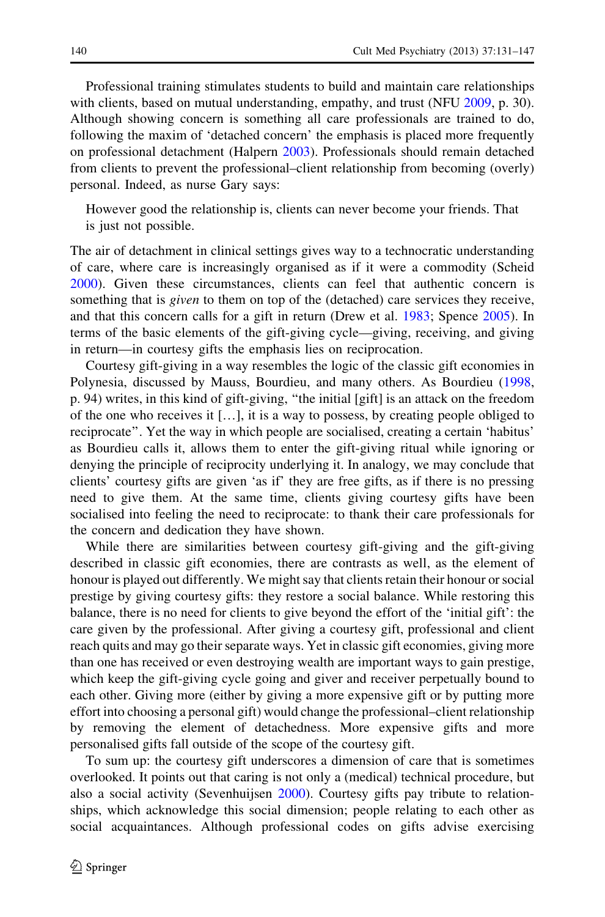Professional training stimulates students to build and maintain care relationships with clients, based on mutual understanding, empathy, and trust (NFU 2009, p. 30). Although showing concern is something all care professionals are trained to do, following the maxim of 'detached concern' the emphasis is placed more frequently on professional detachment (Halpern 2003). Professionals should remain detached from clients to prevent the professional–client relationship from becoming (overly) personal. Indeed, as nurse Gary says:

> However good the relationship is, clients can never become your friends. That is just not possible.

The air of detachment in clinical settings gives way to a technocratic understanding of care, where care is increasingly organised as if it were a commodity (Scheid 2000). Given these circumstances, clients can feel that authentic concern is something that is *given* to them on top of the (detached) care services they receive, and that this concern calls for a gift in return (Drew et al. 1983; Spence 2005). In terms of the basic elements of the gift-giving cycle—giving, receiving, and giving in return—in courtesy gifts the emphasis lies on reciprocation.

Courtesy gift-giving in a way resembles the logic of the classic gift economies in Polynesia, discussed by Mauss, Bourdieu, and many others. As Bourdieu (1998, p. 94) writes, in this kind of gift-giving, "the initial [gift] is an attack on the freedom of the one who receives it […], it is a way to possess, by creating people obliged to reciprocate". Yet the way in which people are socialised, creating a certain 'habitus' as Bourdieu calls it, allows them to enter the gift-giving ritual while ignoring or denying the principle of reciprocity underlying it. In analogy, we may conclude that clients' courtesy gifts are given 'as if' they are free gifts, as if there is no pressing need to give them. At the same time, clients giving courtesy gifts have been socialised into feeling the need to reciprocate: to thank their care professionals for the concern and dedication they have shown.

While there are similarities between courtesy gift-giving and the gift-giving described in classic gift economies, there are contrasts as well, as the element of honour is played out differently. We might say that clients retain their honour or social prestige by giving courtesy gifts: they restore a social balance. While restoring this balance, there is no need for clients to give beyond the effort of the 'initial gift': the care given by the professional. After giving a courtesy gift, professional and client reach quits and may go their separate ways. Yet in classic gift economies, giving more than one has received or even destroying wealth are important ways to gain prestige, which keep the gift-giving cycle going and giver and receiver perpetually bound to each other. Giving more (either by giving a more expensive gift or by putting more effort into choosing a personal gift) would change the professional–client relationship by removing the element of detachedness. More expensive gifts and more personalised gifts fall outside of the scope of the courtesy gift.

To sum up: the courtesy gift underscores a dimension of care that is sometimes overlooked. It points out that caring is not only a (medical) technical procedure, but also a social activity (Sevenhuijsen 2000). Courtesy gifts pay tribute to relationships, which acknowledge this social dimension; people relating to each other as social acquaintances. Although professional codes on gifts advise exercising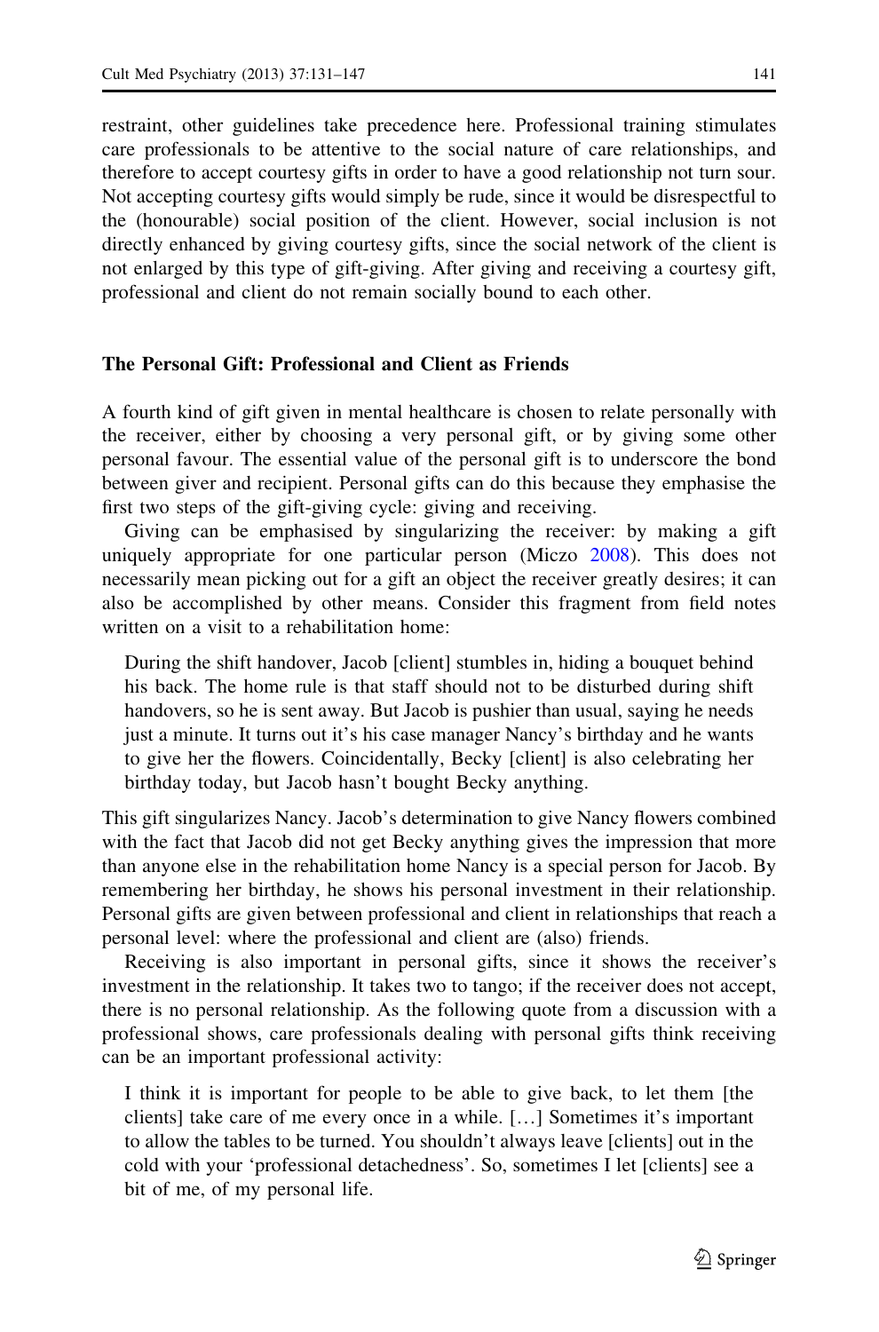restraint, other guidelines take precedence here. Professional training stimulates care professionals to be attentive to the social nature of care relationships, and therefore to accept courtesy gifts in order to have a good relationship not turn sour. Not accepting courtesy gifts would simply be rude, since it would be disrespectful to the (honourable) social position of the client. However, social inclusion is not directly enhanced by giving courtesy gifts, since the social network of the client is not enlarged by this type of gift-giving. After giving and receiving a courtesy gift, professional and client do not remain socially bound to each other.

## The Personal Gift: Professional and Client as Friends

A fourth kind of gift given in mental healthcare is chosen to relate personally with the receiver, either by choosing a very personal gift, or by giving some other personal favour. The essential value of the personal gift is to underscore the bond between giver and recipient. Personal gifts can do this because they emphasise the first two steps of the gift-giving cycle: giving and receiving.

Giving can be emphasised by singularizing the receiver: by making a gift uniquely appropriate for one particular person (Miczo 2008). This does not necessarily mean picking out for a gift an object the receiver greatly desires; it can also be accomplished by other means. Consider this fragment from field notes written on a visit to a rehabilitation home:

> During the shift handover, Jacob [client] stumbles in, hiding a bouquet behind his back. The home rule is that staff should not to be disturbed during shift handovers, so he is sent away. But Jacob is pushier than usual, saying he needs just a minute. It turns out it's his case manager Nancy's birthday and he wants to give her the flowers. Coincidentally, Becky [client] is also celebrating her birthday today, but Jacob hasn't bought Becky anything.

This gift singularizes Nancy. Jacob's determination to give Nancy flowers combined with the fact that Jacob did not get Becky anything gives the impression that more than anyone else in the rehabilitation home Nancy is a special person for Jacob. By remembering her birthday, he shows his personal investment in their relationship. Personal gifts are given between professional and client in relationships that reach a personal level: where the professional and client are (also) friends.

Receiving is also important in personal gifts, since it shows the receiver's investment in the relationship. It takes two to tango; if the receiver does not accept, there is no personal relationship. As the following quote from a discussion with a professional shows, care professionals dealing with personal gifts think receiving can be an important professional activity:

> I think it is important for people to be able to give back, to let them [the clients] take care of me every once in a while. […] Sometimes it's important to allow the tables to be turned. You shouldn't always leave [clients] out in the cold with your 'professional detachedness'. So, sometimes I let [clients] see a bit of me, of my personal life.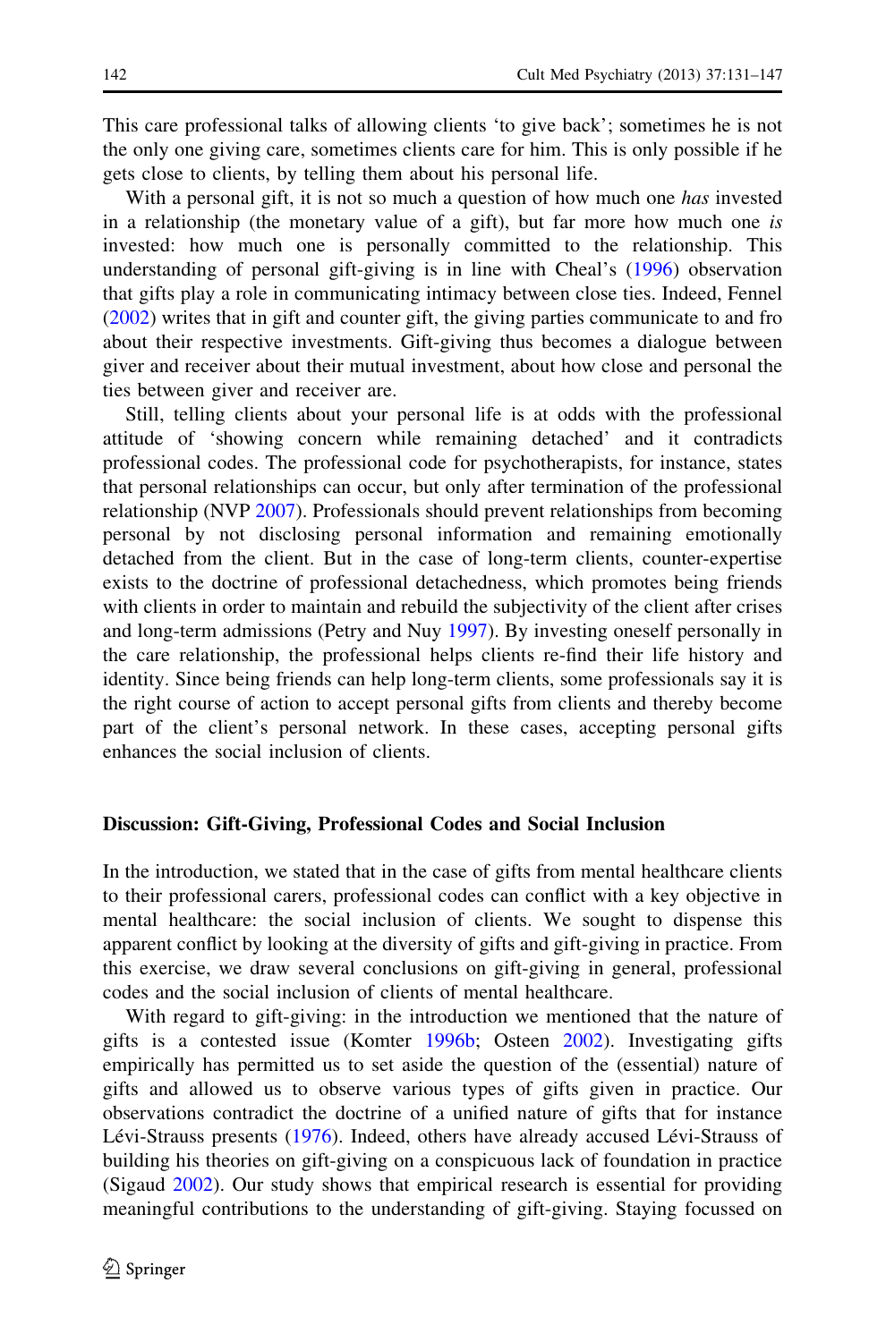This care professional talks of allowing clients 'to give back'; sometimes he is not the only one giving care, sometimes clients care for him. This is only possible if he gets close to clients, by telling them about his personal life.

With a personal gift, it is not so much a question of how much one *has* invested in a relationship (the monetary value of a gift), but far more how much one *is* invested: how much one is personally committed to the relationship. This understanding of personal gift-giving is in line with Cheal's (1996) observation that gifts play a role in communicating intimacy between close ties. Indeed, Fennel (2002) writes that in gift and counter gift, the giving parties communicate to and fro about their respective investments. Gift-giving thus becomes a dialogue between giver and receiver about their mutual investment, about how close and personal the ties between giver and receiver are.

Still, telling clients about your personal life is at odds with the professional attitude of 'showing concern while remaining detached' and it contradicts professional codes. The professional code for psychotherapists, for instance, states that personal relationships can occur, but only after termination of the professional relationship (NVP 2007). Professionals should prevent relationships from becoming personal by not disclosing personal information and remaining emotionally detached from the client. But in the case of long-term clients, counter-expertise exists to the doctrine of professional detachedness, which promotes being friends with clients in order to maintain and rebuild the subjectivity of the client after crises and long-term admissions (Petry and Nuy 1997). By investing oneself personally in the care relationship, the professional helps clients re-find their life history and identity. Since being friends can help long-term clients, some professionals say it is the right course of action to accept personal gifts from clients and thereby become part of the client's personal network. In these cases, accepting personal gifts enhances the social inclusion of clients.

## Discussion: Gift-Giving, Professional Codes and Social Inclusion

In the introduction, we stated that in the case of gifts from mental healthcare clients to their professional carers, professional codes can conflict with a key objective in mental healthcare: the social inclusion of clients. We sought to dispense this apparent conflict by looking at the diversity of gifts and gift-giving in practice. From this exercise, we draw several conclusions on gift-giving in general, professional codes and the social inclusion of clients of mental healthcare.

With regard to gift-giving: in the introduction we mentioned that the nature of gifts is a contested issue (Komter 1996b; Osteen 2002). Investigating gifts empirically has permitted us to set aside the question of the (essential) nature of gifts and allowed us to observe various types of gifts given in practice. Our observations contradict the doctrine of a unified nature of gifts that for instance Lévi-Strauss presents (1976). Indeed, others have already accused Lévi-Strauss of building his theories on gift-giving on a conspicuous lack of foundation in practice (Sigaud 2002). Our study shows that empirical research is essential for providing meaningful contributions to the understanding of gift-giving. Staying focussed on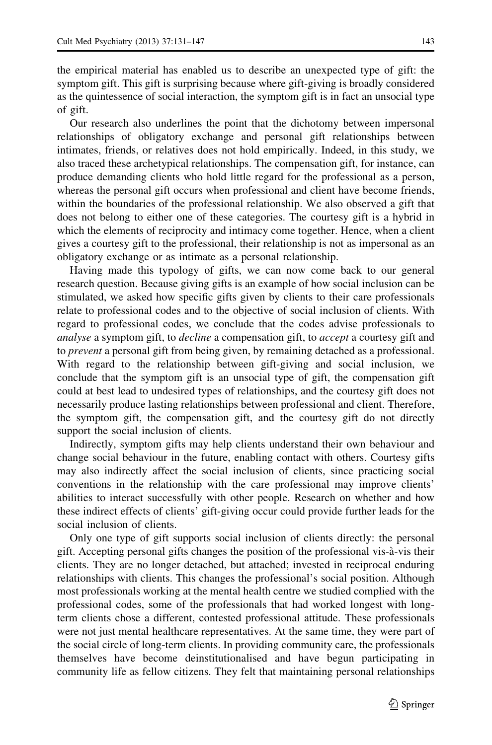the empirical material has enabled us to describe an unexpected type of gift: the symptom gift. This gift is surprising because where gift-giving is broadly considered as the quintessence of social interaction, the symptom gift is in fact an unsocial type of gift.

Our research also underlines the point that the dichotomy between impersonal relationships of obligatory exchange and personal gift relationships between intimates, friends, or relatives does not hold empirically. Indeed, in this study, we also traced these archetypical relationships. The compensation gift, for instance, can produce demanding clients who hold little regard for the professional as a person, whereas the personal gift occurs when professional and client have become friends, within the boundaries of the professional relationship. We also observed a gift that does not belong to either one of these categories. The courtesy gift is a hybrid in which the elements of reciprocity and intimacy come together. Hence, when a client gives a courtesy gift to the professional, their relationship is not as impersonal as an obligatory exchange or as intimate as a personal relationship.

Having made this typology of gifts, we can now come back to our general research question. Because giving gifts is an example of how social inclusion can be stimulated, we asked how specific gifts given by clients to their care professionals relate to professional codes and to the objective of social inclusion of clients. With regard to professional codes, we conclude that the codes advise professionals to *analyse* a symptom gift, to *decline* a compensation gift, to *accept* a courtesy gift and to *prevent* a personal gift from being given, by remaining detached as a professional. With regard to the relationship between gift-giving and social inclusion, we conclude that the symptom gift is an unsocial type of gift, the compensation gift could at best lead to undesired types of relationships, and the courtesy gift does not necessarily produce lasting relationships between professional and client. Therefore, the symptom gift, the compensation gift, and the courtesy gift do not directly support the social inclusion of clients.

Indirectly, symptom gifts may help clients understand their own behaviour and change social behaviour in the future, enabling contact with others. Courtesy gifts may also indirectly affect the social inclusion of clients, since practicing social conventions in the relationship with the care professional may improve clients' abilities to interact successfully with other people. Research on whether and how these indirect effects of clients' gift-giving occur could provide further leads for the social inclusion of clients.

Only one type of gift supports social inclusion of clients directly: the personal gift. Accepting personal gifts changes the position of the professional vis-à-vis their clients. They are no longer detached, but attached; invested in reciprocal enduring relationships with clients. This changes the professional's social position. Although most professionals working at the mental health centre we studied complied with the professional codes, some of the professionals that had worked longest with long-term clients chose a different, contested professional attitude. These professionals were not just mental healthcare representatives. At the same time, they were part of the social circle of long-term clients. In providing community care, the professionals themselves have become deinstitutionalised and have begun participating in community life as fellow citizens. They felt that maintaining personal relationships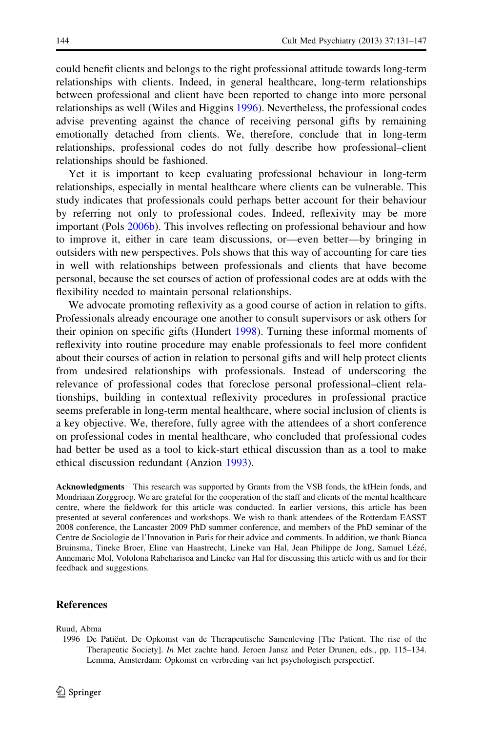could benefit clients and belongs to the right professional attitude towards long-term relationships with clients. Indeed, in general healthcare, long-term relationships between professional and client have been reported to change into more personal relationships as well (Wiles and Higgins 1996). Nevertheless, the professional codes advise preventing against the chance of receiving personal gifts by remaining emotionally detached from clients. We, therefore, conclude that in long-term relationships, professional codes do not fully describe how professional–client relationships should be fashioned.

Yet it is important to keep evaluating professional behaviour in long-term relationships, especially in mental healthcare where clients can be vulnerable. This study indicates that professionals could perhaps better account for their behaviour by referring not only to professional codes. Indeed, reflexivity may be more important (Pols 2006b). This involves reflecting on professional behaviour and how to improve it, either in care team discussions, or—even better—by bringing in outsiders with new perspectives. Pols shows that this way of accounting for care ties in well with relationships between professionals and clients that have become personal, because the set courses of action of professional codes are at odds with the flexibility needed to maintain personal relationships.

We advocate promoting reflexivity as a good course of action in relation to gifts. Professionals already encourage one another to consult supervisors or ask others for their opinion on specific gifts (Hundert 1998). Turning these informal moments of reflexivity into routine procedure may enable professionals to feel more confident about their courses of action in relation to personal gifts and will help protect clients from undesired relationships with professionals. Instead of underscoring the relevance of professional codes that foreclose personal professional–client relationships, building in contextual reflexivity procedures in professional practice seems preferable in long-term mental healthcare, where social inclusion of clients is a key objective. We, therefore, fully agree with the attendees of a short conference on professional codes in mental healthcare, who concluded that professional codes had better be used as a tool to kick-start ethical discussion than as a tool to make ethical discussion redundant (Anzion 1993).

**Acknowledgments** This research was supported by Grants from the VSB fonds, the kfHein fonds, and Mondriaan Zorggroep. We are grateful for the cooperation of the staff and clients of the mental healthcare centre, where the fieldwork for this article was conducted. In earlier versions, this article has been presented at several conferences and workshops. We wish to thank attendees of the Rotterdam EASST 2008 conference, the Lancaster 2009 PhD summer conference, and members of the PhD seminar of the Centre de Sociologie de l'Innovation in Paris for their advice and comments. In addition, we thank Bianca Bruinsma, Tineke Broer, Eline van Haastrecht, Lineke van Hal, Jean Philippe de Jong, Samuel Lézé, Annemarie Mol, Vololona Rabeharisoa and Lineke van Hal for discussing this article with us and for their feedback and suggestions.

## References

Ruud, Abma

1996 De Patiënt. De Opkomst van de Therapeutische Samenleving [The Patient. The rise of the Therapeutic Society]. *In* Met zachte hand. Jeroen Jansz and Peter Drunen, eds., pp. 115–134. Lemma, Amsterdam: Opkomst en verbreding van het psychologisch perspectief.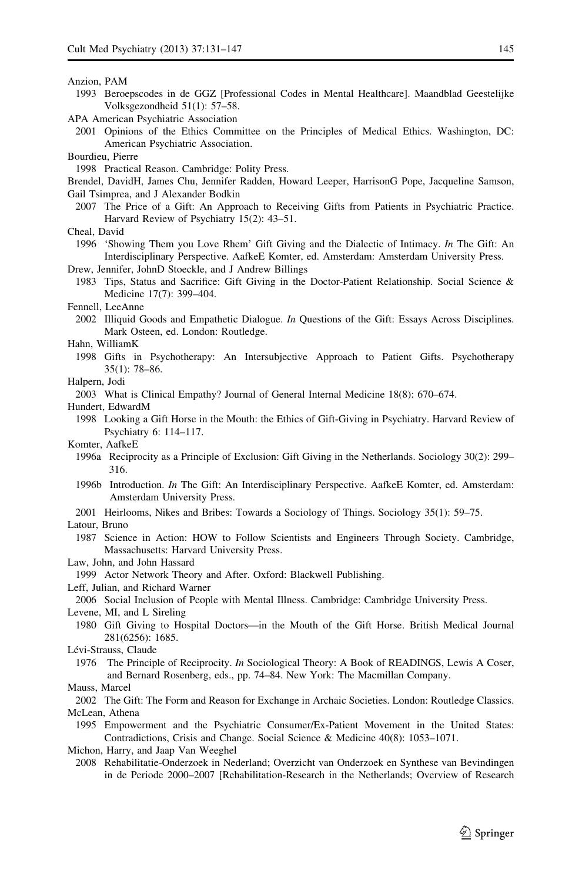Anzion, PAM

1993 Beroepscodes in de GGZ [Professional Codes in Mental Healthcare]. Maandblad Geestelijke Volksgezondheid 51(1): 57–58.

APA American Psychiatric Association

2001 Opinions of the Ethics Committee on the Principles of Medical Ethics. Washington, DC: American Psychiatric Association.

Bourdieu, Pierre

1998 Practical Reason. Cambridge: Polity Press.

Brendel, DavidH, James Chu, Jennifer Radden, Howard Leeper, HarrisonG Pope, Jacqueline Samson, Gail Tsimprea, and J Alexander Bodkin

2007 The Price of a Gift: An Approach to Receiving Gifts from Patients in Psychiatric Practice. Harvard Review of Psychiatry 15(2): 43–51.

Cheal, David

1996 'Showing Them you Love Rhem' Gift Giving and the Dialectic of Intimacy. *In* The Gift: An Interdisciplinary Perspective. AafkeE Komter, ed. Amsterdam: Amsterdam University Press.

Drew, Jennifer, JohnD Stoeckle, and J Andrew Billings

1983 Tips, Status and Sacrifice: Gift Giving in the Doctor-Patient Relationship. Social Science & Medicine 17(7): 399–404.

Fennell, LeeAnne

2002 Illiquid Goods and Empathetic Dialogue. *In* Questions of the Gift: Essays Across Disciplines. Mark Osteen, ed. London: Routledge.

Hahn, WilliamK

1998 Gifts in Psychotherapy: An Intersubjective Approach to Patient Gifts. Psychotherapy 35(1): 78–86.

Halpern, Jodi

2003 What is Clinical Empathy? Journal of General Internal Medicine 18(8): 670–674.

Hundert, EdwardM

1998 Looking a Gift Horse in the Mouth: the Ethics of Gift-Giving in Psychiatry. Harvard Review of Psychiatry 6: 114–117.

Komter, AafkeE

1996a Reciprocity as a Principle of Exclusion: Gift Giving in the Netherlands. Sociology 30(2): 299–316.

1996b Introduction. *In* The Gift: An Interdisciplinary Perspective. AafkeE Komter, ed. Amsterdam: Amsterdam University Press.

2001 Heirlooms, Nikes and Bribes: Towards a Sociology of Things. Sociology 35(1): 59–75.

Latour, Bruno

1987 Science in Action: HOW to Follow Scientists and Engineers Through Society. Cambridge, Massachusetts: Harvard University Press.

Law, John, and John Hassard

1999 Actor Network Theory and After. Oxford: Blackwell Publishing.

Leff, Julian, and Richard Warner

2006 Social Inclusion of People with Mental Illness. Cambridge: Cambridge University Press.

Levene, MI, and L Sireling

1980 Gift Giving to Hospital Doctors—in the Mouth of the Gift Horse. British Medical Journal 281(6256): 1685.

Lévi-Strauss, Claude

1976 The Principle of Reciprocity. *In* Sociological Theory: A Book of READINGS, Lewis A Coser, and Bernard Rosenberg, eds., pp. 74–84. New York: The Macmillan Company.

Mauss, Marcel

2002 The Gift: The Form and Reason for Exchange in Archaic Societies. London: Routledge Classics.

McLean, Athena

1995 Empowerment and the Psychiatric Consumer/Ex-Patient Movement in the United States: Contradictions, Crisis and Change. Social Science & Medicine 40(8): 1053–1071.

Michon, Harry, and Jaap Van Weeghel

2008 Rehabilitatie-Onderzoek in Nederland; Overzicht van Onderzoek en Synthese van Bevindingen in de Periode 2000–2007 [Rehabilitation-Research in the Netherlands; Overview of Research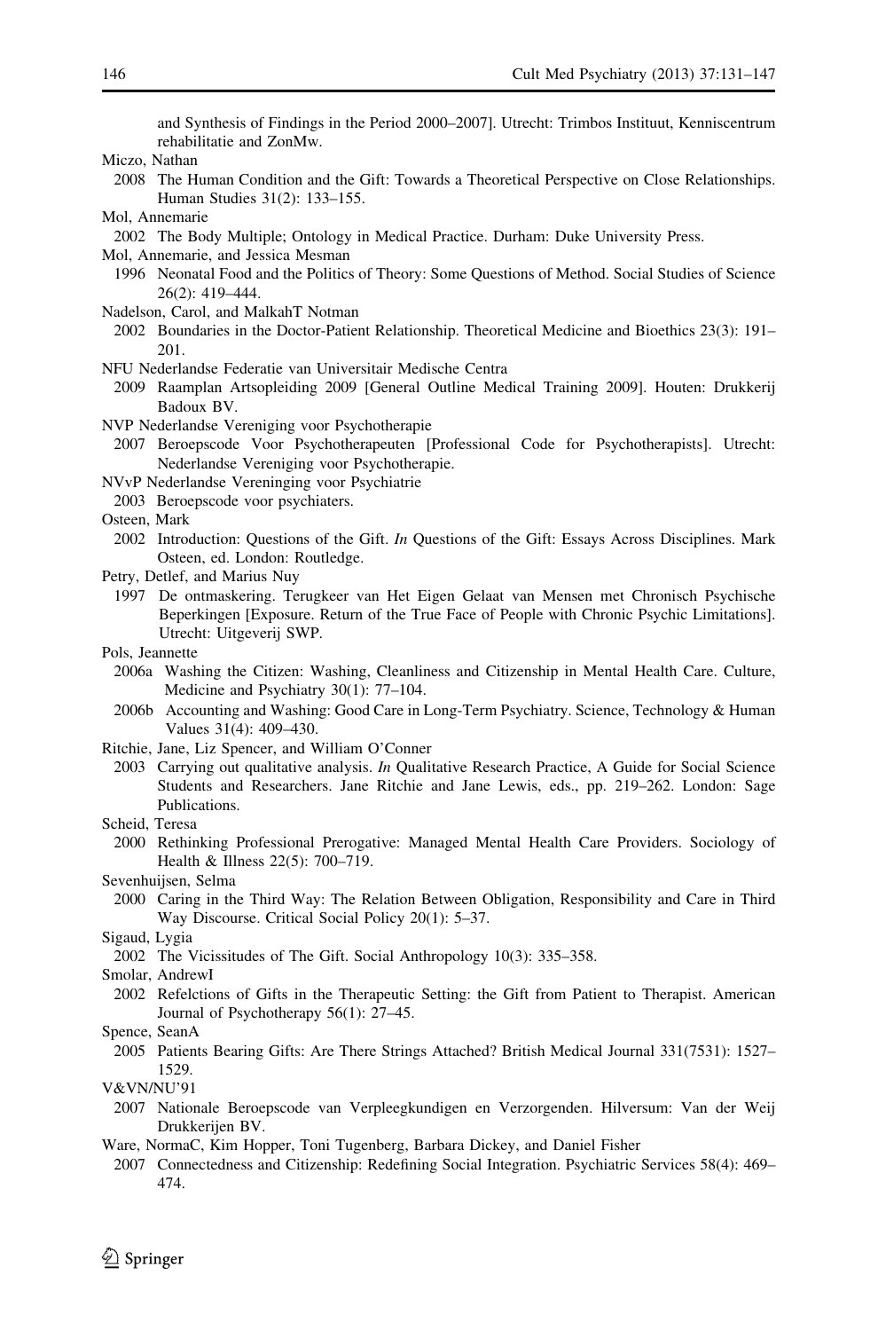and Synthesis of Findings in the Period 2000–2007]. Utrecht: Trimbos Instituut, Kenniscentrum rehabilitatie and ZonMw.

Miczo, Nathan

2008 The Human Condition and the Gift: Towards a Theoretical Perspective on Close Relationships. Human Studies 31(2): 133–155.

Mol, Annemarie

2002 The Body Multiple; Ontology in Medical Practice. Durham: Duke University Press.

Mol, Annemarie, and Jessica Mesman

1996 Neonatal Food and the Politics of Theory: Some Questions of Method. Social Studies of Science 26(2): 419–444.

Nadelson, Carol, and MalkahT Notman

2002 Boundaries in the Doctor-Patient Relationship. Theoretical Medicine and Bioethics 23(3): 191–201.

NFU Nederlandse Federatie van Universitair Medische Centra

2009 Raamplan Artsopleiding 2009 [General Outline Medical Training 2009]. Houten: Drukkerij Badoux BV.

NVP Nederlandse Vereniging voor Psychotherapie

2007 Beroepscode Voor Psychotherapeuten [Professional Code for Psychotherapists]. Utrecht: Nederlandse Vereniging voor Psychotherapie.

NVvP Nederlandse Vereninging voor Psychiatrie

2003 Beroepscode voor psychiaters.

Osteen, Mark

2002 Introduction: Questions of the Gift. *In* Questions of the Gift: Essays Across Disciplines. Mark Osteen, ed. London: Routledge.

Petry, Detlef, and Marius Nuy

1997 De ontmaskering. Terugkeer van Het Eigen Gelaat van Mensen met Chronisch Psychische Beperkingen [Exposure. Return of the True Face of People with Chronic Psychic Limitations]. Utrecht: Uitgeverij SWP.

Pols, Jeannette

2006a Washing the Citizen: Washing, Cleanliness and Citizenship in Mental Health Care. Culture, Medicine and Psychiatry 30(1): 77–104.

2006b Accounting and Washing: Good Care in Long-Term Psychiatry. Science, Technology & Human Values 31(4): 409–430.

Ritchie, Jane, Liz Spencer, and William O'Conner

2003 Carrying out qualitative analysis. *In* Qualitative Research Practice, A Guide for Social Science Students and Researchers. Jane Ritchie and Jane Lewis, eds., pp. 219–262. London: Sage Publications.

Scheid, Teresa

2000 Rethinking Professional Prerogative: Managed Mental Health Care Providers. Sociology of Health & Illness 22(5): 700–719.

Sevenhuijsen, Selma

2000 Caring in the Third Way: The Relation Between Obligation, Responsibility and Care in Third Way Discourse. Critical Social Policy 20(1): 5–37.

Sigaud, Lygia

2002 The Vicissitudes of The Gift. Social Anthropology 10(3): 335–358.

Smolar, AndrewI

2002 Refelctions of Gifts in the Therapeutic Setting: the Gift from Patient to Therapist. American Journal of Psychotherapy 56(1): 27–45.

Spence, SeanA

2005 Patients Bearing Gifts: Are There Strings Attached? British Medical Journal 331(7531): 1527–1529.

V&VN/NU'91

2007 Nationale Beroepscode van Verpleegkundigen en Verzorgenden. Hilversum: Van der Weij Drukkerijen BV.

Ware, NormaC, Kim Hopper, Toni Tugenberg, Barbara Dickey, and Daniel Fisher

2007 Connectedness and Citizenship: Redefining Social Integration. Psychiatric Services 58(4): 469–474.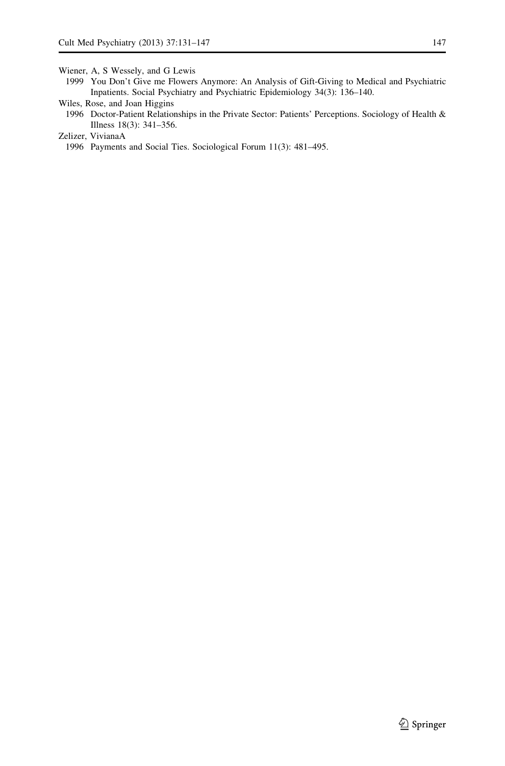Wiener, A, S Wessely, and G Lewis

1999 You Don't Give me Flowers Anymore: An Analysis of Gift-Giving to Medical and Psychiatric Inpatients. Social Psychiatry and Psychiatric Epidemiology 34(3): 136–140.

Wiles, Rose, and Joan Higgins

1996 Doctor-Patient Relationships in the Private Sector: Patients' Perceptions. Sociology of Health & Illness 18(3): 341–356.

Zelizer, VivianaA

1996 Payments and Social Ties. Sociological Forum 11(3): 481–495.